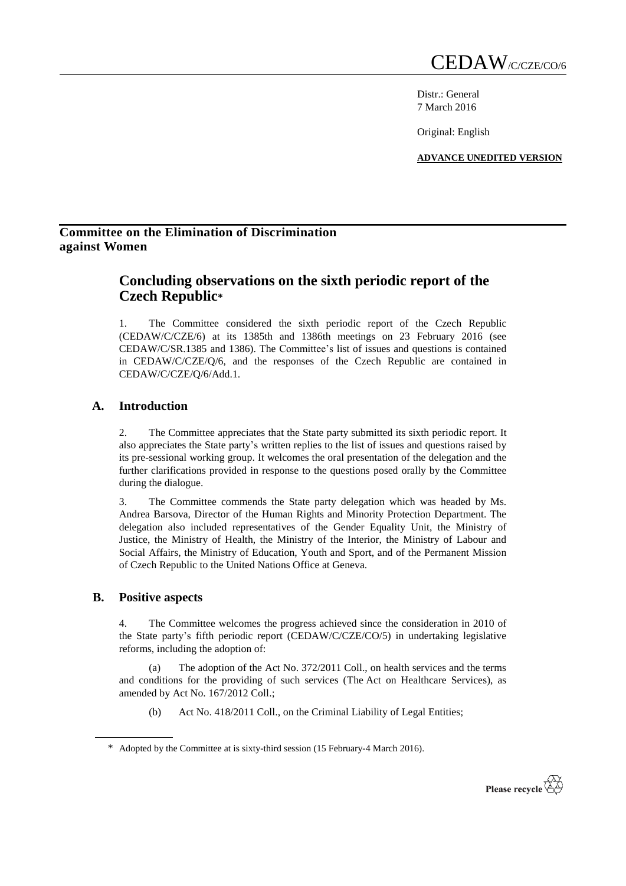CEDAW/C/CZE/CO/6

Distr.: General
7 March 2016

Original: English

**ADVANCE UNEDITED VERSION**

**Committee on the Elimination of Discrimination against Women**

# Concluding observations on the sixth periodic report of the Czech Republic*

1. The Committee considered the sixth periodic report of the Czech Republic (CEDAW/C/CZE/6) at its 1385th and 1386th meetings on 23 February 2016 (see CEDAW/C/SR.1385 and 1386). The Committee's list of issues and questions is contained in CEDAW/C/CZE/Q/6, and the responses of the Czech Republic are contained in CEDAW/C/CZE/Q/6/Add.1.

## A. Introduction

2. The Committee appreciates that the State party submitted its sixth periodic report. It also appreciates the State party's written replies to the list of issues and questions raised by its pre-sessional working group. It welcomes the oral presentation of the delegation and the further clarifications provided in response to the questions posed orally by the Committee during the dialogue.

3. The Committee commends the State party delegation which was headed by Ms. Andrea Barsova, Director of the Human Rights and Minority Protection Department. The delegation also included representatives of the Gender Equality Unit, the Ministry of Justice, the Ministry of Health, the Ministry of the Interior, the Ministry of Labour and Social Affairs, the Ministry of Education, Youth and Sport, and of the Permanent Mission of Czech Republic to the United Nations Office at Geneva.

## B. Positive aspects

4. The Committee welcomes the progress achieved since the consideration in 2010 of the State party's fifth periodic report (CEDAW/C/CZE/CO/5) in undertaking legislative reforms, including the adoption of:

(a) The adoption of the Act No. 372/2011 Coll., on health services and the terms and conditions for the providing of such services (The Act on Healthcare Services), as amended by Act No. 167/2012 Coll.;

(b) Act No. 418/2011 Coll., on the Criminal Liability of Legal Entities;

\* Adopted by the Committee at is sixty-third session (15 February-4 March 2016).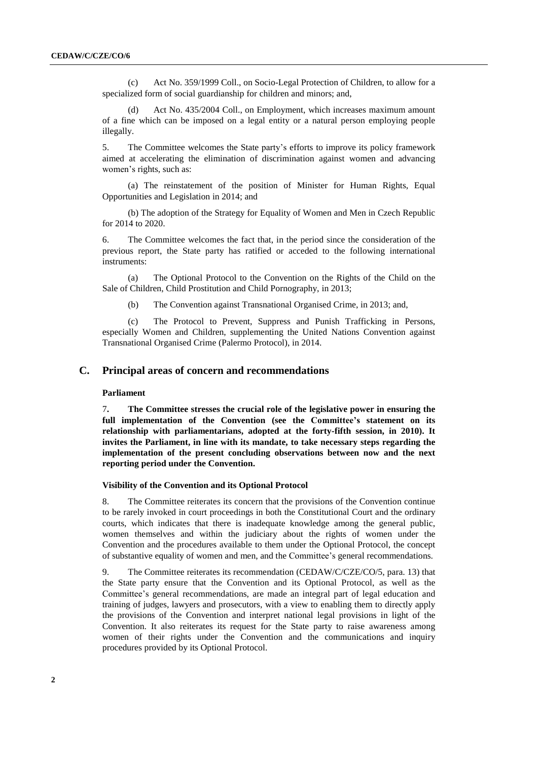(c) Act No. 359/1999 Coll., on Socio-Legal Protection of Children, to allow for a specialized form of social guardianship for children and minors; and,

(d) Act No. 435/2004 Coll., on Employment, which increases maximum amount of a fine which can be imposed on a legal entity or a natural person employing people illegally.

5. The Committee welcomes the State party's efforts to improve its policy framework aimed at accelerating the elimination of discrimination against women and advancing women's rights, such as:

(a) The reinstatement of the position of Minister for Human Rights, Equal Opportunities and Legislation in 2014; and

(b) The adoption of the Strategy for Equality of Women and Men in Czech Republic for 2014 to 2020.

6. The Committee welcomes the fact that, in the period since the consideration of the previous report, the State party has ratified or acceded to the following international instruments:

(a) The Optional Protocol to the Convention on the Rights of the Child on the Sale of Children, Child Prostitution and Child Pornography, in 2013;

(b) The Convention against Transnational Organised Crime, in 2013; and,

(c) The Protocol to Prevent, Suppress and Punish Trafficking in Persons, especially Women and Children, supplementing the United Nations Convention against Transnational Organised Crime (Palermo Protocol), in 2014.

## C. Principal areas of concern and recommendations

### Parliament

7. **The Committee stresses the crucial role of the legislative power in ensuring the full implementation of the Convention (see the Committee's statement on its relationship with parliamentarians, adopted at the forty-fifth session, in 2010). It invites the Parliament, in line with its mandate, to take necessary steps regarding the implementation of the present concluding observations between now and the next reporting period under the Convention.**

### Visibility of the Convention and its Optional Protocol

8. The Committee reiterates its concern that the provisions of the Convention continue to be rarely invoked in court proceedings in both the Constitutional Court and the ordinary courts, which indicates that there is inadequate knowledge among the general public, women themselves and within the judiciary about the rights of women under the Convention and the procedures available to them under the Optional Protocol, the concept of substantive equality of women and men, and the Committee's general recommendations.

9. The Committee reiterates its recommendation (CEDAW/C/CZE/CO/5, para. 13) that the State party ensure that the Convention and its Optional Protocol, as well as the Committee's general recommendations, are made an integral part of legal education and training of judges, lawyers and prosecutors, with a view to enabling them to directly apply the provisions of the Convention and interpret national legal provisions in light of the Convention. It also reiterates its request for the State party to raise awareness among women of their rights under the Convention and the communications and inquiry procedures provided by its Optional Protocol.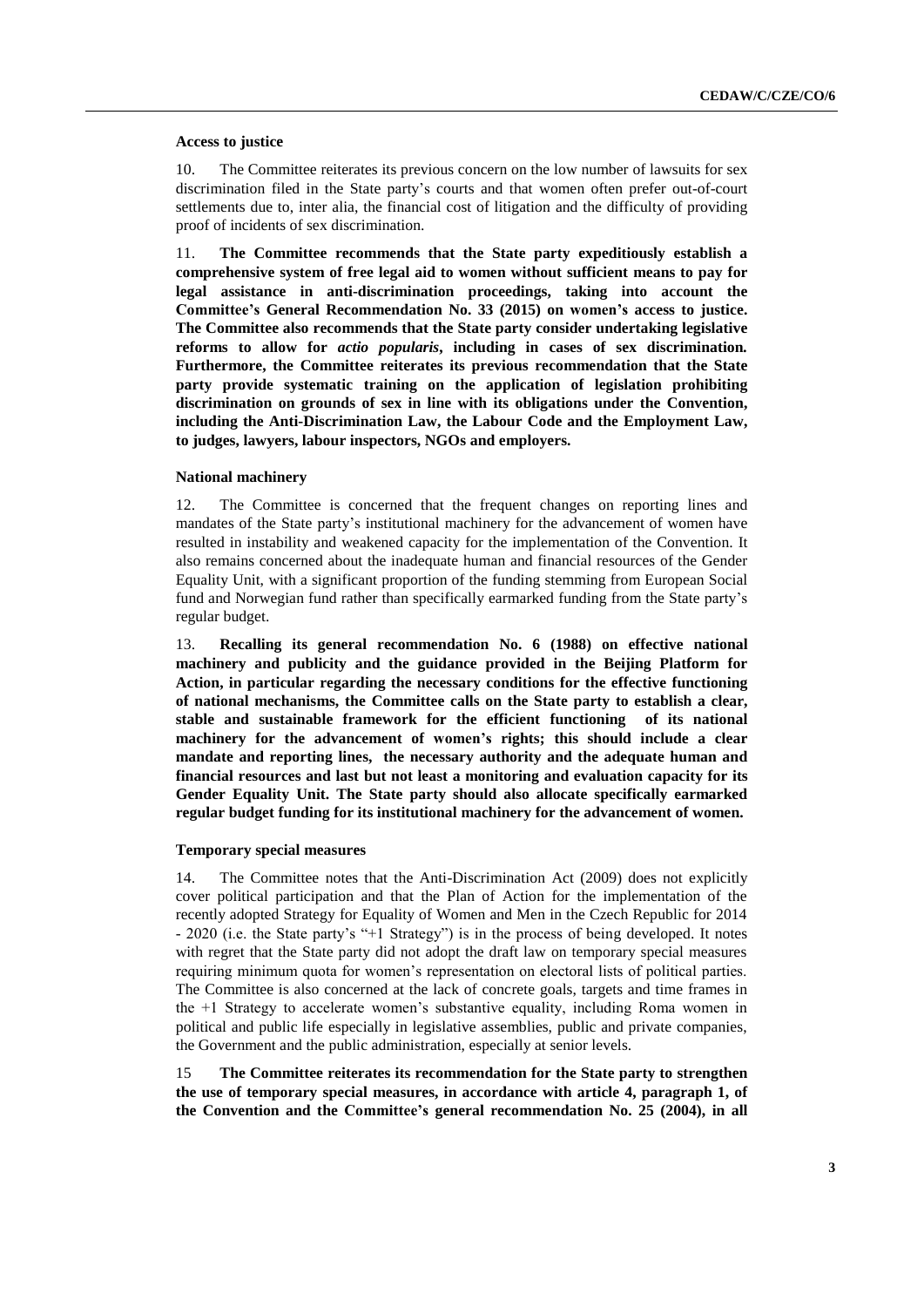### Access to justice

10. The Committee reiterates its previous concern on the low number of lawsuits for sex discrimination filed in the State party's courts and that women often prefer out-of-court settlements due to, inter alia, the financial cost of litigation and the difficulty of providing proof of incidents of sex discrimination.

11. **The Committee recommends that the State party expeditiously establish a comprehensive system of free legal aid to women without sufficient means to pay for legal assistance in anti-discrimination proceedings, taking into account the Committee's General Recommendation No. 33 (2015) on women's access to justice. The Committee also recommends that the State party consider undertaking legislative reforms to allow for *actio popularis*, including in cases of sex discrimination. Furthermore, the Committee reiterates its previous recommendation that the State party provide systematic training on the application of legislation prohibiting discrimination on grounds of sex in line with its obligations under the Convention, including the Anti-Discrimination Law, the Labour Code and the Employment Law, to judges, lawyers, labour inspectors, NGOs and employers.**

### National machinery

12. The Committee is concerned that the frequent changes on reporting lines and mandates of the State party's institutional machinery for the advancement of women have resulted in instability and weakened capacity for the implementation of the Convention. It also remains concerned about the inadequate human and financial resources of the Gender Equality Unit, with a significant proportion of the funding stemming from European Social fund and Norwegian fund rather than specifically earmarked funding from the State party's regular budget.

13. **Recalling its general recommendation No. 6 (1988) on effective national machinery and publicity and the guidance provided in the Beijing Platform for Action, in particular regarding the necessary conditions for the effective functioning of national mechanisms, the Committee calls on the State party to establish a clear, stable and sustainable framework for the efficient functioning of its national machinery for the advancement of women's rights; this should include a clear mandate and reporting lines, the necessary authority and the adequate human and financial resources and last but not least a monitoring and evaluation capacity for its Gender Equality Unit. The State party should also allocate specifically earmarked regular budget funding for its institutional machinery for the advancement of women.**

### Temporary special measures

14. The Committee notes that the Anti-Discrimination Act (2009) does not explicitly cover political participation and that the Plan of Action for the implementation of the recently adopted Strategy for Equality of Women and Men in the Czech Republic for 2014 - 2020 (i.e. the State party's "+1 Strategy") is in the process of being developed. It notes with regret that the State party did not adopt the draft law on temporary special measures requiring minimum quota for women's representation on electoral lists of political parties. The Committee is also concerned at the lack of concrete goals, targets and time frames in the +1 Strategy to accelerate women's substantive equality, including Roma women in political and public life especially in legislative assemblies, public and private companies, the Government and the public administration, especially at senior levels.

15 **The Committee reiterates its recommendation for the State party to strengthen the use of temporary special measures, in accordance with article 4, paragraph 1, of the Convention and the Committee's general recommendation No. 25 (2004), in all**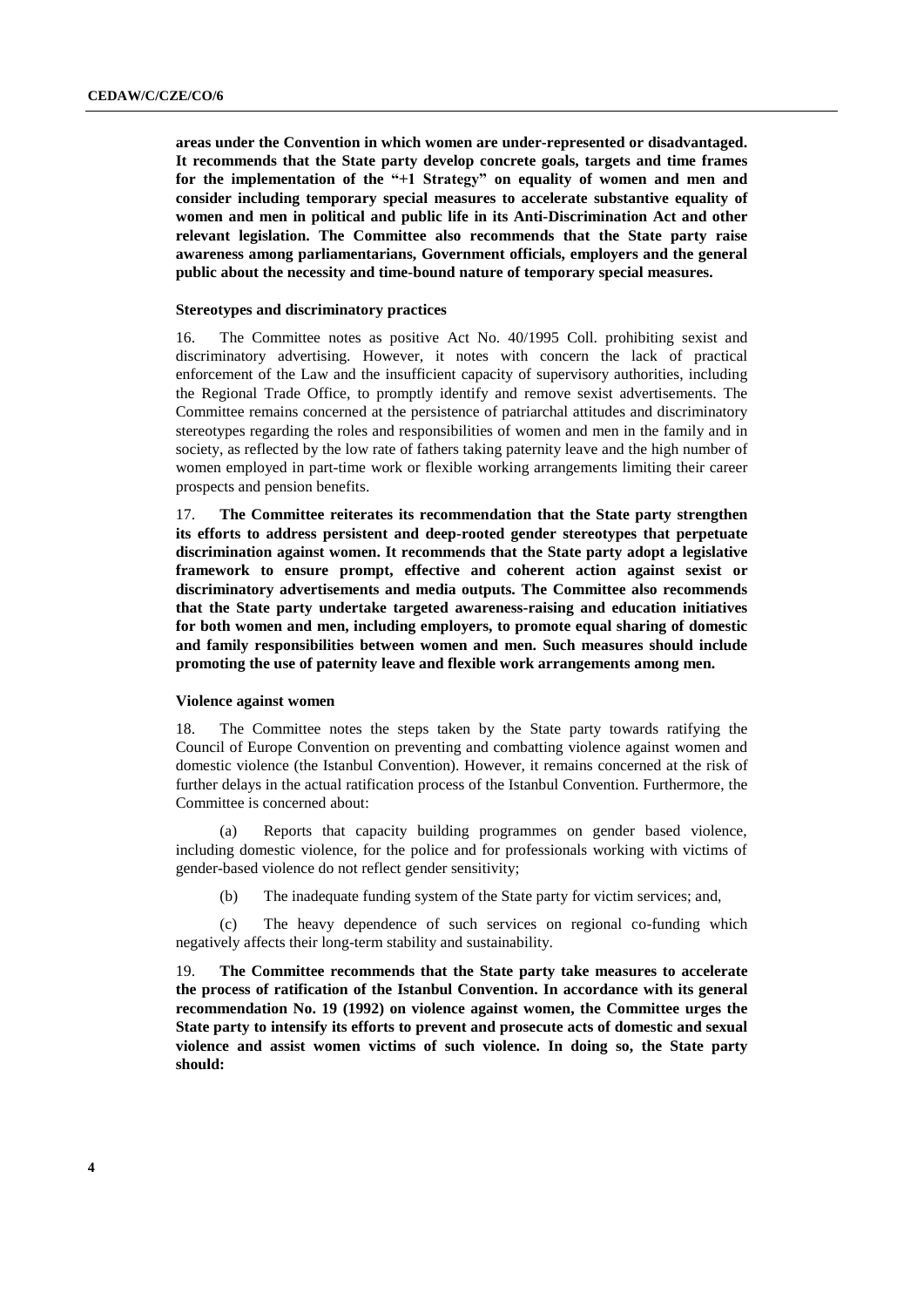**areas under the Convention in which women are under-represented or disadvantaged. It recommends that the State party develop concrete goals, targets and time frames for the implementation of the "+1 Strategy" on equality of women and men and consider including temporary special measures to accelerate substantive equality of women and men in political and public life in its Anti-Discrimination Act and other relevant legislation. The Committee also recommends that the State party raise awareness among parliamentarians, Government officials, employers and the general public about the necessity and time-bound nature of temporary special measures.**

### Stereotypes and discriminatory practices

16. The Committee notes as positive Act No. 40/1995 Coll. prohibiting sexist and discriminatory advertising. However, it notes with concern the lack of practical enforcement of the Law and the insufficient capacity of supervisory authorities, including the Regional Trade Office, to promptly identify and remove sexist advertisements. The Committee remains concerned at the persistence of patriarchal attitudes and discriminatory stereotypes regarding the roles and responsibilities of women and men in the family and in society, as reflected by the low rate of fathers taking paternity leave and the high number of women employed in part-time work or flexible working arrangements limiting their career prospects and pension benefits.

17. **The Committee reiterates its recommendation that the State party strengthen its efforts to address persistent and deep-rooted gender stereotypes that perpetuate discrimination against women. It recommends that the State party adopt a legislative framework to ensure prompt, effective and coherent action against sexist or discriminatory advertisements and media outputs. The Committee also recommends that the State party undertake targeted awareness-raising and education initiatives for both women and men, including employers, to promote equal sharing of domestic and family responsibilities between women and men. Such measures should include promoting the use of paternity leave and flexible work arrangements among men.**

### Violence against women

18. The Committee notes the steps taken by the State party towards ratifying the Council of Europe Convention on preventing and combatting violence against women and domestic violence (the Istanbul Convention). However, it remains concerned at the risk of further delays in the actual ratification process of the Istanbul Convention. Furthermore, the Committee is concerned about:

(a) Reports that capacity building programmes on gender based violence, including domestic violence, for the police and for professionals working with victims of gender-based violence do not reflect gender sensitivity;

(b) The inadequate funding system of the State party for victim services; and,

(c) The heavy dependence of such services on regional co-funding which negatively affects their long-term stability and sustainability.

19. **The Committee recommends that the State party take measures to accelerate the process of ratification of the Istanbul Convention. In accordance with its general recommendation No. 19 (1992) on violence against women, the Committee urges the State party to intensify its efforts to prevent and prosecute acts of domestic and sexual violence and assist women victims of such violence. In doing so, the State party should:**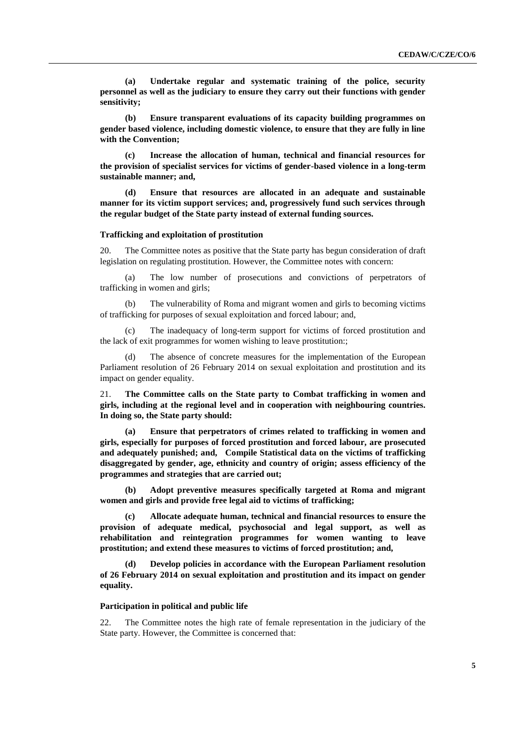**(a) Undertake regular and systematic training of the police, security personnel as well as the judiciary to ensure they carry out their functions with gender sensitivity;**

**(b) Ensure transparent evaluations of its capacity building programmes on gender based violence, including domestic violence, to ensure that they are fully in line with the Convention;**

**(c) Increase the allocation of human, technical and financial resources for the provision of specialist services for victims of gender-based violence in a long-term sustainable manner; and,**

**(d) Ensure that resources are allocated in an adequate and sustainable manner for its victim support services; and, progressively fund such services through the regular budget of the State party instead of external funding sources.**

### Trafficking and exploitation of prostitution

20. The Committee notes as positive that the State party has begun consideration of draft legislation on regulating prostitution. However, the Committee notes with concern:

(a) The low number of prosecutions and convictions of perpetrators of trafficking in women and girls;

(b) The vulnerability of Roma and migrant women and girls to becoming victims of trafficking for purposes of sexual exploitation and forced labour; and,

(c) The inadequacy of long-term support for victims of forced prostitution and the lack of exit programmes for women wishing to leave prostitution:;

(d) The absence of concrete measures for the implementation of the European Parliament resolution of 26 February 2014 on sexual exploitation and prostitution and its impact on gender equality.

21. **The Committee calls on the State party to Combat trafficking in women and girls, including at the regional level and in cooperation with neighbouring countries. In doing so, the State party should:**

**(a) Ensure that perpetrators of crimes related to trafficking in women and girls, especially for purposes of forced prostitution and forced labour, are prosecuted and adequately punished; and, Compile Statistical data on the victims of trafficking disaggregated by gender, age, ethnicity and country of origin; assess efficiency of the programmes and strategies that are carried out;**

**(b) Adopt preventive measures specifically targeted at Roma and migrant women and girls and provide free legal aid to victims of trafficking;**

**(c) Allocate adequate human, technical and financial resources to ensure the provision of adequate medical, psychosocial and legal support, as well as rehabilitation and reintegration programmes for women wanting to leave prostitution; and extend these measures to victims of forced prostitution; and,**

**(d) Develop policies in accordance with the European Parliament resolution of 26 February 2014 on sexual exploitation and prostitution and its impact on gender equality.**

### Participation in political and public life

22. The Committee notes the high rate of female representation in the judiciary of the State party. However, the Committee is concerned that: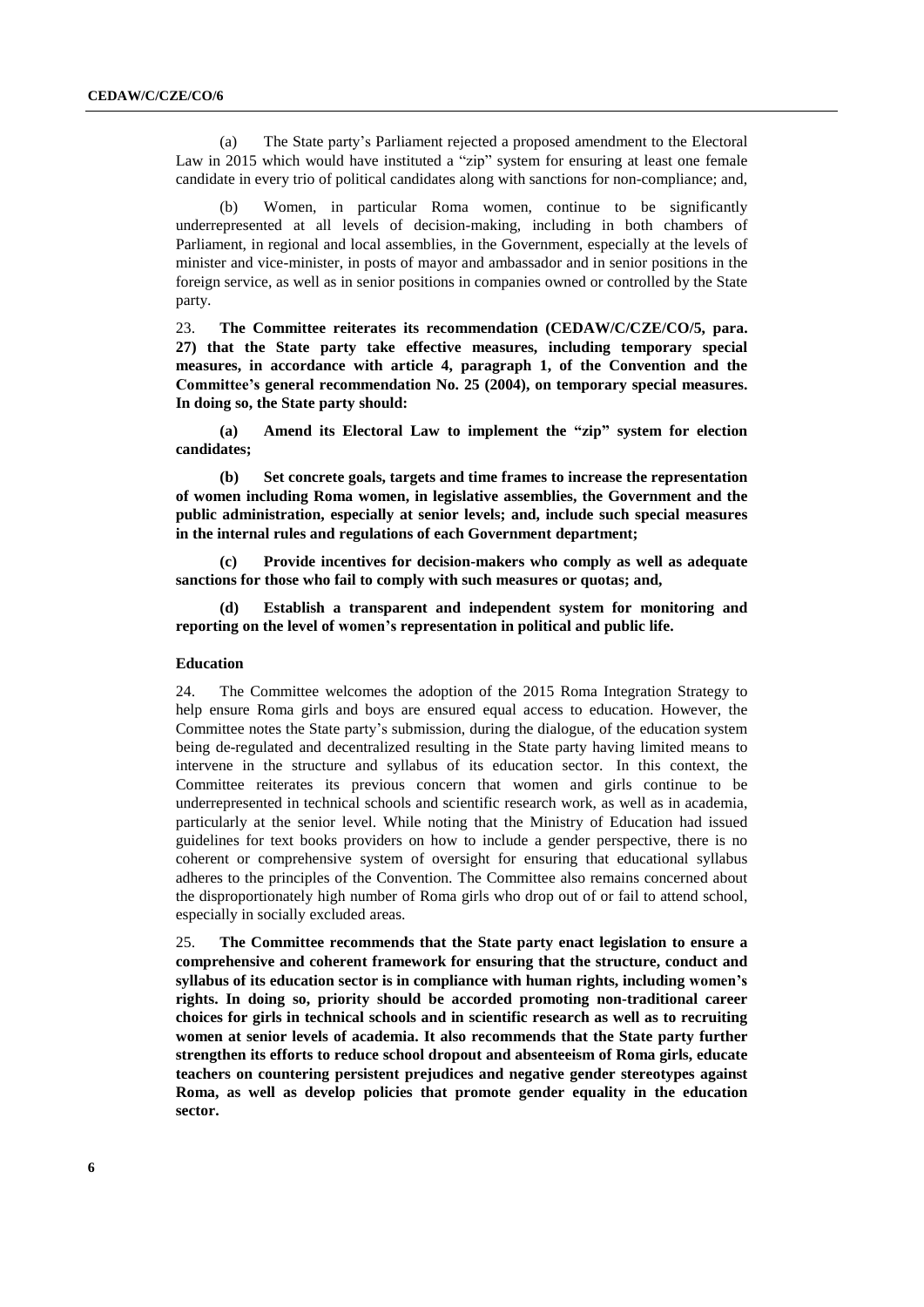(a) The State party's Parliament rejected a proposed amendment to the Electoral Law in 2015 which would have instituted a "zip" system for ensuring at least one female candidate in every trio of political candidates along with sanctions for non-compliance; and,

(b) Women, in particular Roma women, continue to be significantly underrepresented at all levels of decision-making, including in both chambers of Parliament, in regional and local assemblies, in the Government, especially at the levels of minister and vice-minister, in posts of mayor and ambassador and in senior positions in the foreign service, as well as in senior positions in companies owned or controlled by the State party.

23. **The Committee reiterates its recommendation (CEDAW/C/CZE/CO/5, para. 27) that the State party take effective measures, including temporary special measures, in accordance with article 4, paragraph 1, of the Convention and the Committee's general recommendation No. 25 (2004), on temporary special measures. In doing so, the State party should:**

**(a) Amend its Electoral Law to implement the "zip" system for election candidates;**

**(b) Set concrete goals, targets and time frames to increase the representation of women including Roma women, in legislative assemblies, the Government and the public administration, especially at senior levels; and, include such special measures in the internal rules and regulations of each Government department;**

**(c) Provide incentives for decision-makers who comply as well as adequate sanctions for those who fail to comply with such measures or quotas; and,**

**(d) Establish a transparent and independent system for monitoring and reporting on the level of women's representation in political and public life.**

### Education

24. The Committee welcomes the adoption of the 2015 Roma Integration Strategy to help ensure Roma girls and boys are ensured equal access to education. However, the Committee notes the State party's submission, during the dialogue, of the education system being de-regulated and decentralized resulting in the State party having limited means to intervene in the structure and syllabus of its education sector. In this context, the Committee reiterates its previous concern that women and girls continue to be underrepresented in technical schools and scientific research work, as well as in academia, particularly at the senior level. While noting that the Ministry of Education had issued guidelines for text books providers on how to include a gender perspective, there is no coherent or comprehensive system of oversight for ensuring that educational syllabus adheres to the principles of the Convention. The Committee also remains concerned about the disproportionately high number of Roma girls who drop out of or fail to attend school, especially in socially excluded areas.

25. **The Committee recommends that the State party enact legislation to ensure a comprehensive and coherent framework for ensuring that the structure, conduct and syllabus of its education sector is in compliance with human rights, including women's rights. In doing so, priority should be accorded promoting non-traditional career choices for girls in technical schools and in scientific research as well as to recruiting women at senior levels of academia. It also recommends that the State party further strengthen its efforts to reduce school dropout and absenteeism of Roma girls, educate teachers on countering persistent prejudices and negative gender stereotypes against Roma, as well as develop policies that promote gender equality in the education sector.**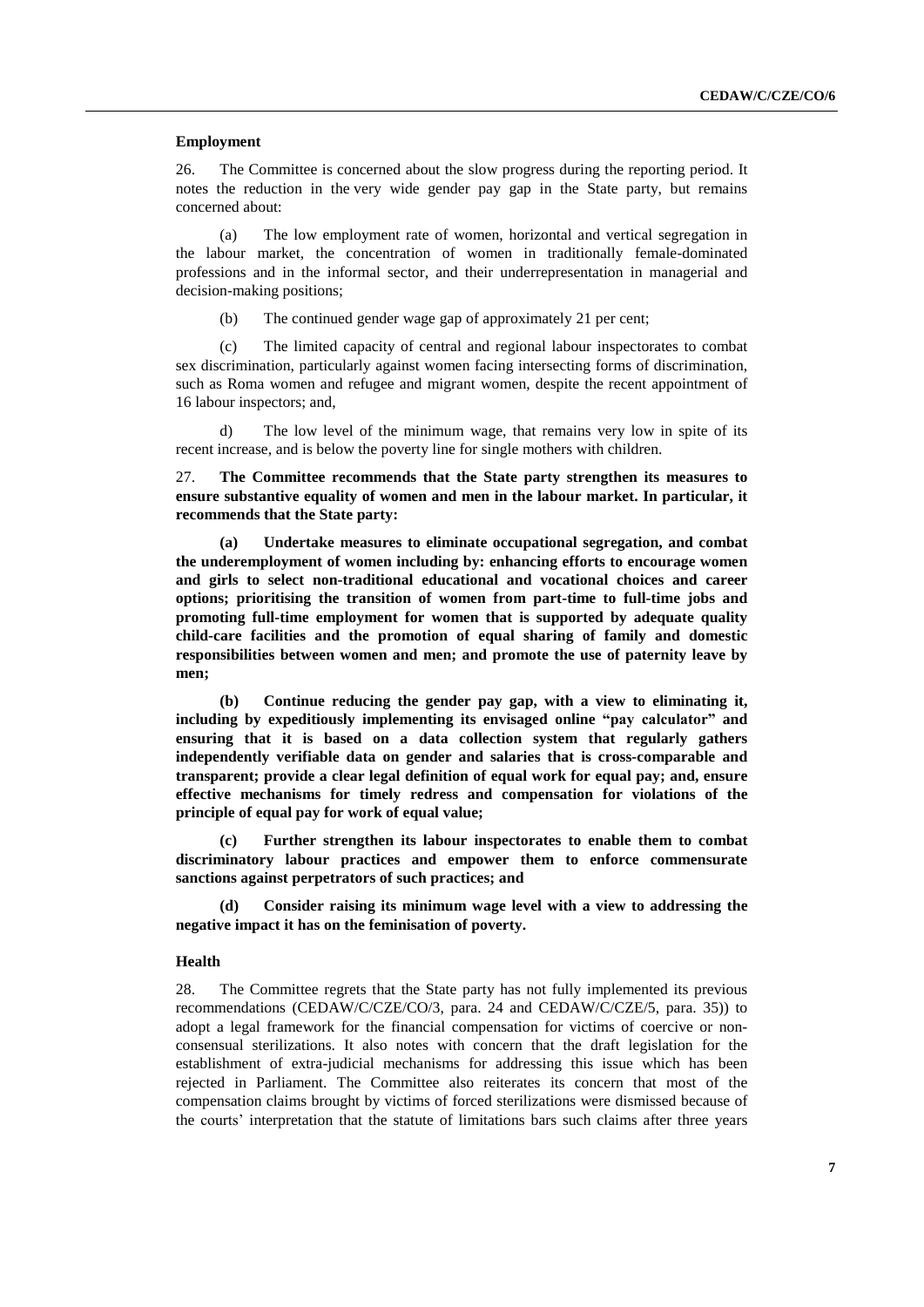### Employment

26. The Committee is concerned about the slow progress during the reporting period. It notes the reduction in the very wide gender pay gap in the State party, but remains concerned about:

(a) The low employment rate of women, horizontal and vertical segregation in the labour market, the concentration of women in traditionally female-dominated professions and in the informal sector, and their underrepresentation in managerial and decision-making positions;

(b) The continued gender wage gap of approximately 21 per cent;

(c) The limited capacity of central and regional labour inspectorates to combat sex discrimination, particularly against women facing intersecting forms of discrimination, such as Roma women and refugee and migrant women, despite the recent appointment of 16 labour inspectors; and,

d) The low level of the minimum wage, that remains very low in spite of its recent increase, and is below the poverty line for single mothers with children.

27. **The Committee recommends that the State party strengthen its measures to ensure substantive equality of women and men in the labour market. In particular, it recommends that the State party:**

**(a) Undertake measures to eliminate occupational segregation, and combat the underemployment of women including by: enhancing efforts to encourage women and girls to select non-traditional educational and vocational choices and career options; prioritising the transition of women from part-time to full-time jobs and promoting full-time employment for women that is supported by adequate quality child-care facilities and the promotion of equal sharing of family and domestic responsibilities between women and men; and promote the use of paternity leave by men;**

**(b) Continue reducing the gender pay gap, with a view to eliminating it, including by expeditiously implementing its envisaged online "pay calculator" and ensuring that it is based on a data collection system that regularly gathers independently verifiable data on gender and salaries that is cross-comparable and transparent; provide a clear legal definition of equal work for equal pay; and, ensure effective mechanisms for timely redress and compensation for violations of the principle of equal pay for work of equal value;**

**(c) Further strengthen its labour inspectorates to enable them to combat discriminatory labour practices and empower them to enforce commensurate sanctions against perpetrators of such practices; and**

**(d) Consider raising its minimum wage level with a view to addressing the negative impact it has on the feminisation of poverty.**

### Health

28. The Committee regrets that the State party has not fully implemented its previous recommendations (CEDAW/C/CZE/CO/3, para. 24 and CEDAW/C/CZE/5, para. 35)) to adopt a legal framework for the financial compensation for victims of coercive or non-consensual sterilizations. It also notes with concern that the draft legislation for the establishment of extra-judicial mechanisms for addressing this issue which has been rejected in Parliament. The Committee also reiterates its concern that most of the compensation claims brought by victims of forced sterilizations were dismissed because of the courts' interpretation that the statute of limitations bars such claims after three years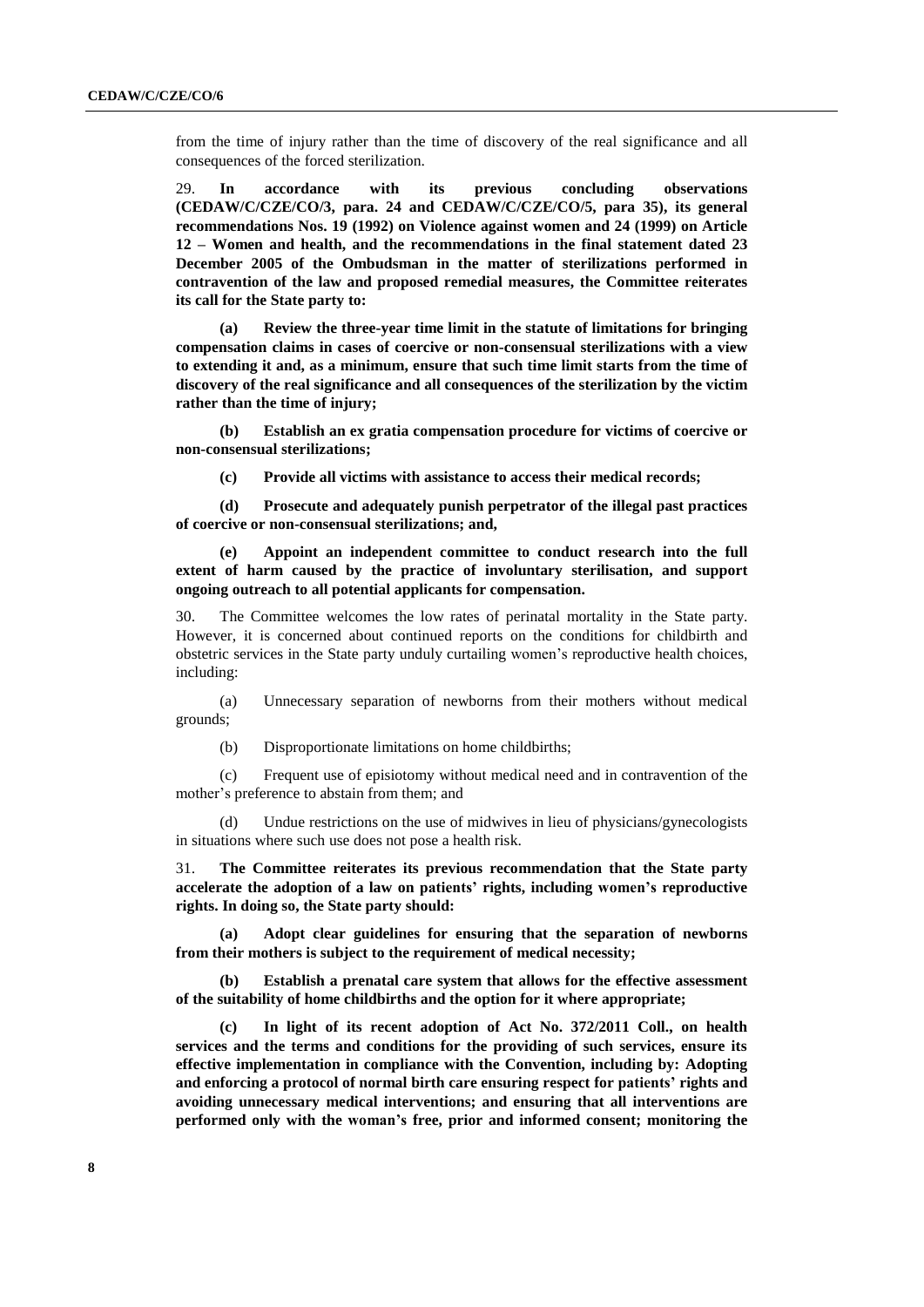from the time of injury rather than the time of discovery of the real significance and all consequences of the forced sterilization.

29. **In accordance with its previous concluding observations (CEDAW/C/CZE/CO/3, para. 24 and CEDAW/C/CZE/CO/5, para 35), its general recommendations Nos. 19 (1992) on Violence against women and 24 (1999) on Article 12 – Women and health, and the recommendations in the final statement dated 23 December 2005 of the Ombudsman in the matter of sterilizations performed in contravention of the law and proposed remedial measures, the Committee reiterates its call for the State party to:**

**(a) Review the three-year time limit in the statute of limitations for bringing compensation claims in cases of coercive or non-consensual sterilizations with a view to extending it and, as a minimum, ensure that such time limit starts from the time of discovery of the real significance and all consequences of the sterilization by the victim rather than the time of injury;**

**(b) Establish an ex gratia compensation procedure for victims of coercive or non-consensual sterilizations;**

**(c) Provide all victims with assistance to access their medical records;**

**(d) Prosecute and adequately punish perpetrator of the illegal past practices of coercive or non-consensual sterilizations; and,**

**(e) Appoint an independent committee to conduct research into the full extent of harm caused by the practice of involuntary sterilisation, and support ongoing outreach to all potential applicants for compensation.**

30. The Committee welcomes the low rates of perinatal mortality in the State party. However, it is concerned about continued reports on the conditions for childbirth and obstetric services in the State party unduly curtailing women's reproductive health choices, including:

(a) Unnecessary separation of newborns from their mothers without medical grounds;

(b) Disproportionate limitations on home childbirths;

(c) Frequent use of episiotomy without medical need and in contravention of the mother's preference to abstain from them; and

(d) Undue restrictions on the use of midwives in lieu of physicians/gynecologists in situations where such use does not pose a health risk.

31. **The Committee reiterates its previous recommendation that the State party accelerate the adoption of a law on patients' rights, including women's reproductive rights. In doing so, the State party should:**

**(a) Adopt clear guidelines for ensuring that the separation of newborns from their mothers is subject to the requirement of medical necessity;**

**(b) Establish a prenatal care system that allows for the effective assessment of the suitability of home childbirths and the option for it where appropriate;**

**(c) In light of its recent adoption of Act No. 372/2011 Coll., on health services and the terms and conditions for the providing of such services, ensure its effective implementation in compliance with the Convention, including by: Adopting and enforcing a protocol of normal birth care ensuring respect for patients' rights and avoiding unnecessary medical interventions; and ensuring that all interventions are performed only with the woman's free, prior and informed consent; monitoring the**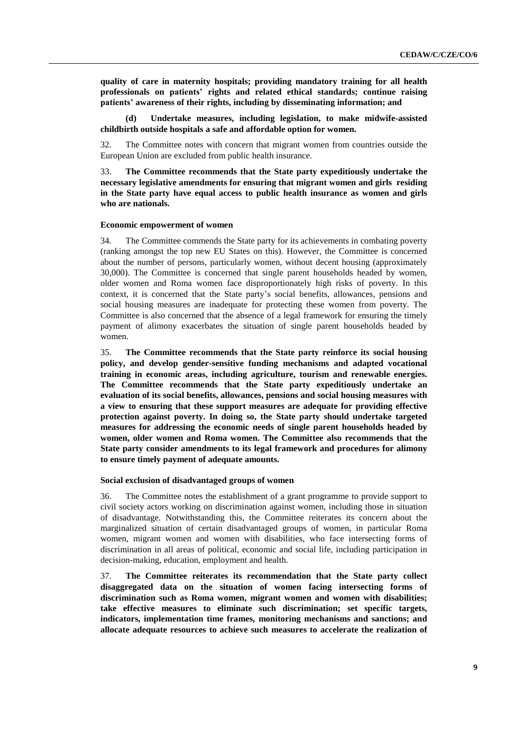**quality of care in maternity hospitals; providing mandatory training for all health professionals on patients' rights and related ethical standards; continue raising patients' awareness of their rights, including by disseminating information; and**

**(d) Undertake measures, including legislation, to make midwife-assisted childbirth outside hospitals a safe and affordable option for women.**

32. The Committee notes with concern that migrant women from countries outside the European Union are excluded from public health insurance.

33. **The Committee recommends that the State party expeditiously undertake the necessary legislative amendments for ensuring that migrant women and girls residing in the State party have equal access to public health insurance as women and girls who are nationals.**

#### Economic empowerment of women

34. The Committee commends the State party for its achievements in combating poverty (ranking amongst the top new EU States on this). However, the Committee is concerned about the number of persons, particularly women, without decent housing (approximately 30,000). The Committee is concerned that single parent households headed by women, older women and Roma women face disproportionately high risks of poverty. In this context, it is concerned that the State party's social benefits, allowances, pensions and social housing measures are inadequate for protecting these women from poverty. The Committee is also concerned that the absence of a legal framework for ensuring the timely payment of alimony exacerbates the situation of single parent households headed by women.

35. **The Committee recommends that the State party reinforce its social housing policy, and develop gender-sensitive funding mechanisms and adapted vocational training in economic areas, including agriculture, tourism and renewable energies. The Committee recommends that the State party expeditiously undertake an evaluation of its social benefits, allowances, pensions and social housing measures with a view to ensuring that these support measures are adequate for providing effective protection against poverty. In doing so, the State party should undertake targeted measures for addressing the economic needs of single parent households headed by women, older women and Roma women. The Committee also recommends that the State party consider amendments to its legal framework and procedures for alimony to ensure timely payment of adequate amounts.**

#### Social exclusion of disadvantaged groups of women

36. The Committee notes the establishment of a grant programme to provide support to civil society actors working on discrimination against women, including those in situation of disadvantage. Notwithstanding this, the Committee reiterates its concern about the marginalized situation of certain disadvantaged groups of women, in particular Roma women, migrant women and women with disabilities, who face intersecting forms of discrimination in all areas of political, economic and social life, including participation in decision-making, education, employment and health.

37. **The Committee reiterates its recommendation that the State party collect disaggregated data on the situation of women facing intersecting forms of discrimination such as Roma women, migrant women and women with disabilities; take effective measures to eliminate such discrimination; set specific targets, indicators, implementation time frames, monitoring mechanisms and sanctions; and allocate adequate resources to achieve such measures to accelerate the realization of**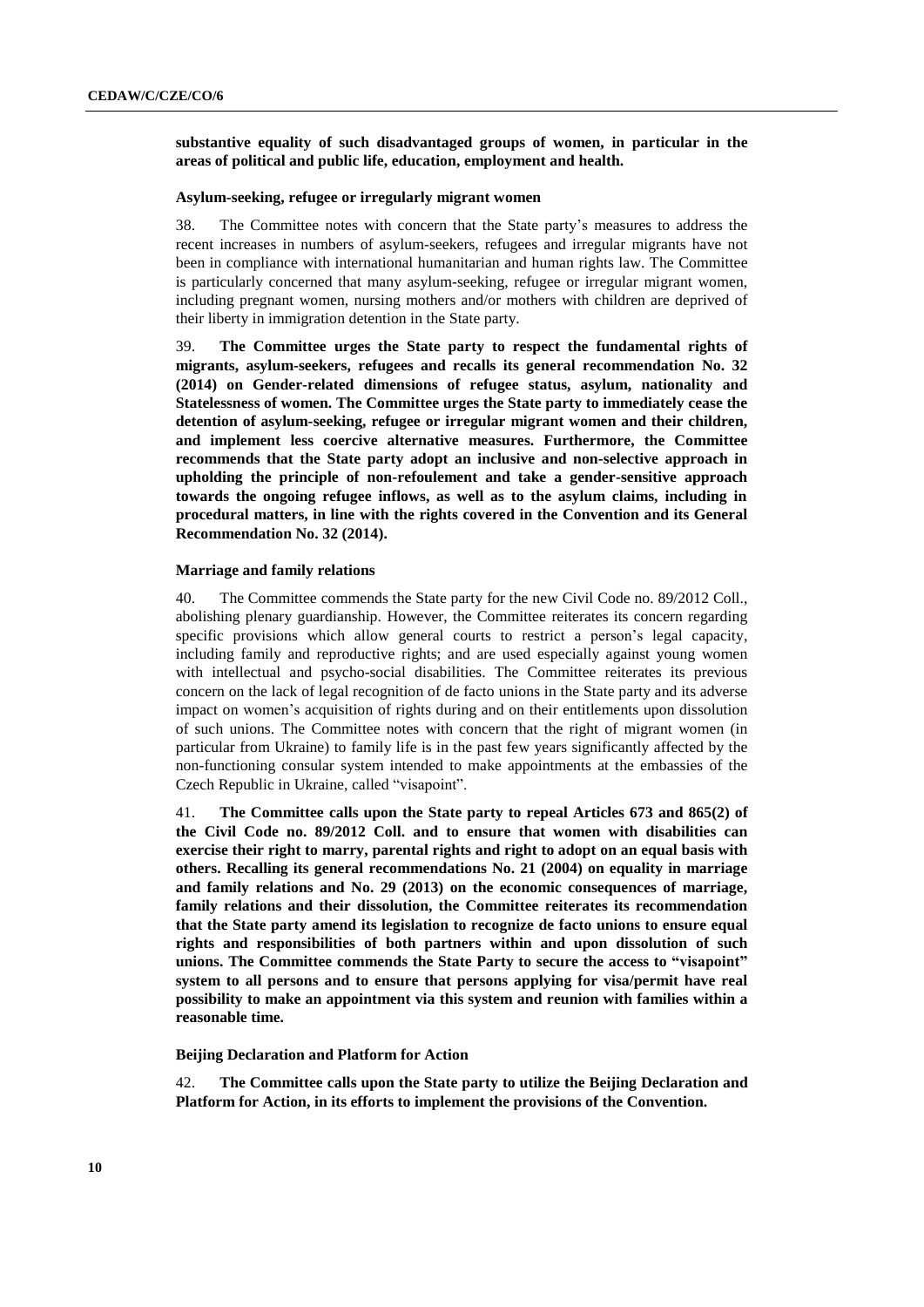**substantive equality of such disadvantaged groups of women, in particular in the areas of political and public life, education, employment and health.**

### Asylum-seeking, refugee or irregularly migrant women

38. The Committee notes with concern that the State party's measures to address the recent increases in numbers of asylum-seekers, refugees and irregular migrants have not been in compliance with international humanitarian and human rights law. The Committee is particularly concerned that many asylum-seeking, refugee or irregular migrant women, including pregnant women, nursing mothers and/or mothers with children are deprived of their liberty in immigration detention in the State party.

39. **The Committee urges the State party to respect the fundamental rights of migrants, asylum-seekers, refugees and recalls its general recommendation No. 32 (2014) on Gender-related dimensions of refugee status, asylum, nationality and Statelessness of women. The Committee urges the State party to immediately cease the detention of asylum-seeking, refugee or irregular migrant women and their children, and implement less coercive alternative measures. Furthermore, the Committee recommends that the State party adopt an inclusive and non-selective approach in upholding the principle of non-refoulement and take a gender-sensitive approach towards the ongoing refugee inflows, as well as to the asylum claims, including in procedural matters, in line with the rights covered in the Convention and its General Recommendation No. 32 (2014).**

### Marriage and family relations

40. The Committee commends the State party for the new Civil Code no. 89/2012 Coll., abolishing plenary guardianship. However, the Committee reiterates its concern regarding specific provisions which allow general courts to restrict a person's legal capacity, including family and reproductive rights; and are used especially against young women with intellectual and psycho-social disabilities. The Committee reiterates its previous concern on the lack of legal recognition of de facto unions in the State party and its adverse impact on women's acquisition of rights during and on their entitlements upon dissolution of such unions. The Committee notes with concern that the right of migrant women (in particular from Ukraine) to family life is in the past few years significantly affected by the non-functioning consular system intended to make appointments at the embassies of the Czech Republic in Ukraine, called "visapoint".

41. **The Committee calls upon the State party to repeal Articles 673 and 865(2) of the Civil Code no. 89/2012 Coll. and to ensure that women with disabilities can exercise their right to marry, parental rights and right to adopt on an equal basis with others. Recalling its general recommendations No. 21 (2004) on equality in marriage and family relations and No. 29 (2013) on the economic consequences of marriage, family relations and their dissolution, the Committee reiterates its recommendation that the State party amend its legislation to recognize de facto unions to ensure equal rights and responsibilities of both partners within and upon dissolution of such unions. The Committee commends the State Party to secure the access to "visapoint" system to all persons and to ensure that persons applying for visa/permit have real possibility to make an appointment via this system and reunion with families within a reasonable time.**

### Beijing Declaration and Platform for Action

42. **The Committee calls upon the State party to utilize the Beijing Declaration and Platform for Action, in its efforts to implement the provisions of the Convention.**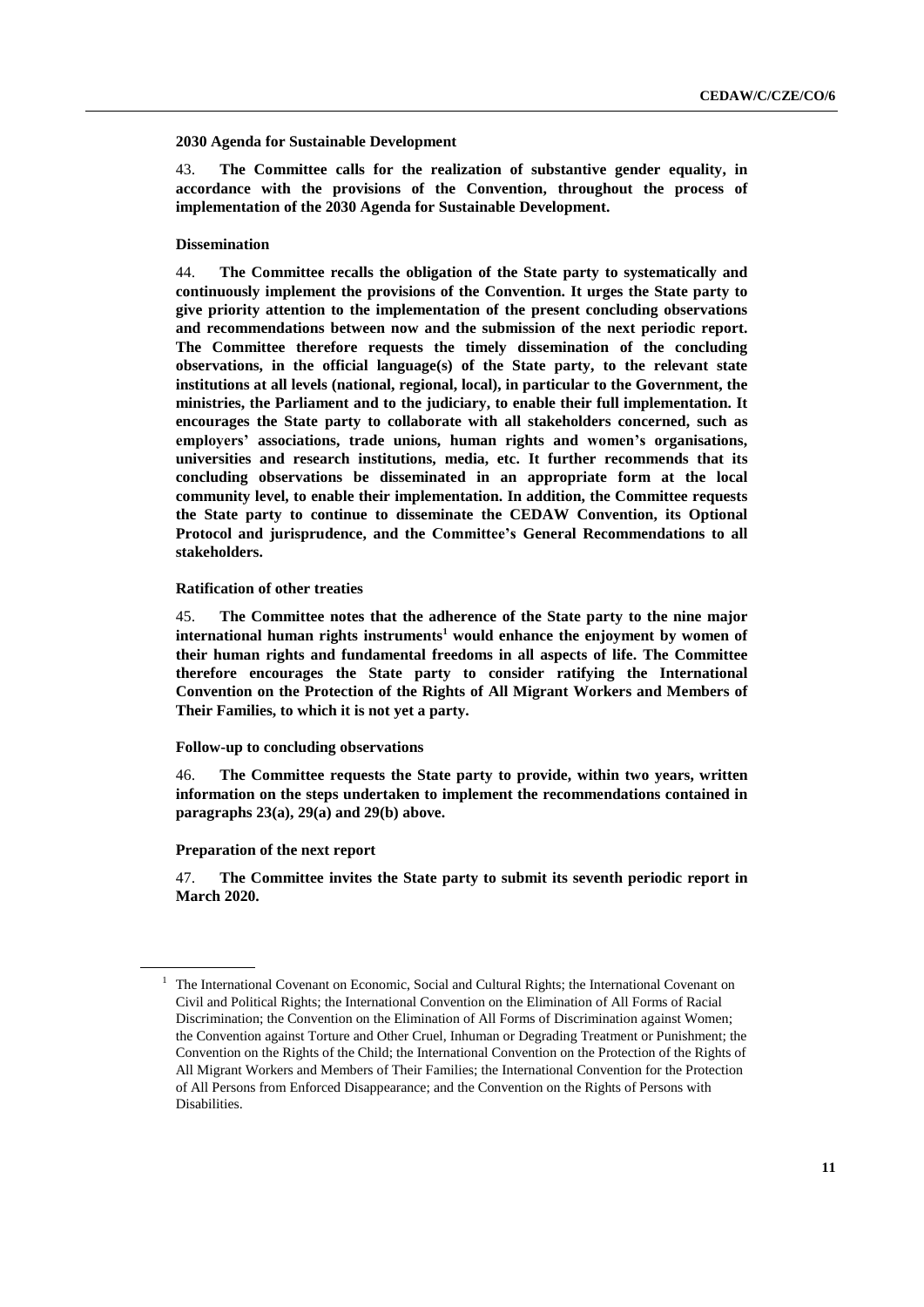### 2030 Agenda for Sustainable Development

43. **The Committee calls for the realization of substantive gender equality, in accordance with the provisions of the Convention, throughout the process of implementation of the 2030 Agenda for Sustainable Development.**

### Dissemination

44. **The Committee recalls the obligation of the State party to systematically and continuously implement the provisions of the Convention. It urges the State party to give priority attention to the implementation of the present concluding observations and recommendations between now and the submission of the next periodic report. The Committee therefore requests the timely dissemination of the concluding observations, in the official language(s) of the State party, to the relevant state institutions at all levels (national, regional, local), in particular to the Government, the ministries, the Parliament and to the judiciary, to enable their full implementation. It encourages the State party to collaborate with all stakeholders concerned, such as employers' associations, trade unions, human rights and women's organisations, universities and research institutions, media, etc. It further recommends that its concluding observations be disseminated in an appropriate form at the local community level, to enable their implementation. In addition, the Committee requests the State party to continue to disseminate the CEDAW Convention, its Optional Protocol and jurisprudence, and the Committee's General Recommendations to all stakeholders.**

### Ratification of other treaties

45. **The Committee notes that the adherence of the State party to the nine major international human rights instruments[1] would enhance the enjoyment by women of their human rights and fundamental freedoms in all aspects of life. The Committee therefore encourages the State party to consider ratifying the International Convention on the Protection of the Rights of All Migrant Workers and Members of Their Families, to which it is not yet a party.**

### Follow-up to concluding observations

46. **The Committee requests the State party to provide, within two years, written information on the steps undertaken to implement the recommendations contained in paragraphs 23(a), 29(a) and 29(b) above.**

### Preparation of the next report

47. **The Committee invites the State party to submit its seventh periodic report in March 2020.**

---

[1] The International Covenant on Economic, Social and Cultural Rights; the International Covenant on Civil and Political Rights; the International Convention on the Elimination of All Forms of Racial Discrimination; the Convention on the Elimination of All Forms of Discrimination against Women; the Convention against Torture and Other Cruel, Inhuman or Degrading Treatment or Punishment; the Convention on the Rights of the Child; the International Convention on the Protection of the Rights of All Migrant Workers and Members of Their Families; the International Convention for the Protection of All Persons from Enforced Disappearance; and the Convention on the Rights of Persons with Disabilities.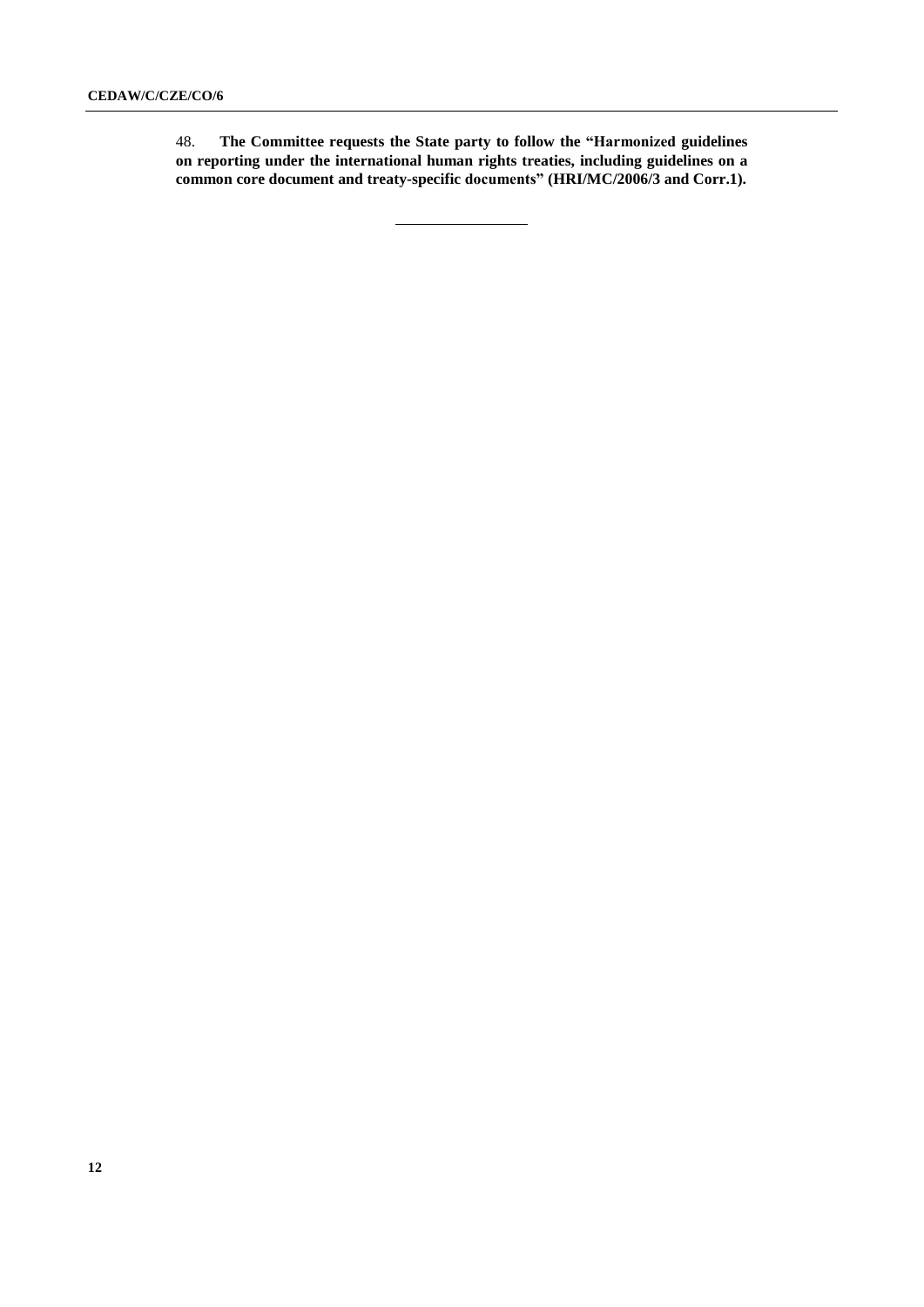48. **The Committee requests the State party to follow the "Harmonized guidelines on reporting under the international human rights treaties, including guidelines on a common core document and treaty-specific documents" (HRI/MC/2006/3 and Corr.1).**